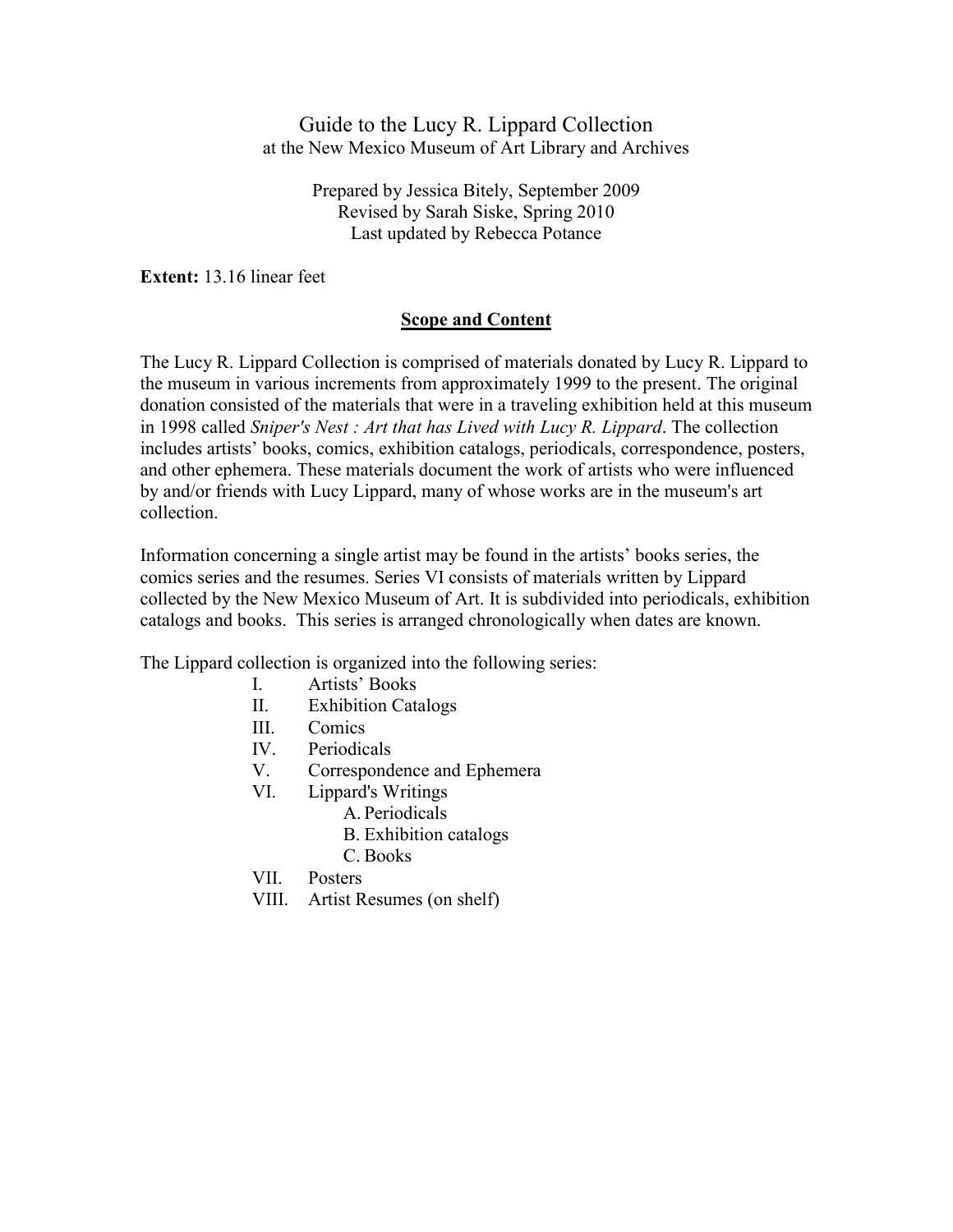# Guide to the Lucy R. Lippard Collection

at the New Mexico Museum of Art Library and Archives

Prepared by Jessica Bitely, September 2009
Revised by Sarah Siske, Spring 2010
Last updated by Rebecca Potance

**Extent:** 13.16 linear feet

## Scope and Content

The Lucy R. Lippard Collection is comprised of materials donated by Lucy R. Lippard to the museum in various increments from approximately 1999 to the present. The original donation consisted of the materials that were in a traveling exhibition held at this museum in 1998 called *Sniper's Nest : Art that has Lived with Lucy R. Lippard*. The collection includes artists' books, comics, exhibition catalogs, periodicals, correspondence, posters, and other ephemera. These materials document the work of artists who were influenced by and/or friends with Lucy Lippard, many of whose works are in the museum's art collection.

Information concerning a single artist may be found in the artists' books series, the comics series and the resumes. Series VI consists of materials written by Lippard collected by the New Mexico Museum of Art. It is subdivided into periodicals, exhibition catalogs and books. This series is arranged chronologically when dates are known.

The Lippard collection is organized into the following series:

- I. Artists' Books
- II. Exhibition Catalogs
- III. Comics
- IV. Periodicals
- V. Correspondence and Ephemera
- VI. Lippard's Writings
  - A. Periodicals
  - B. Exhibition catalogs
  - C. Books
- VII. Posters
- VIII. Artist Resumes (on shelf)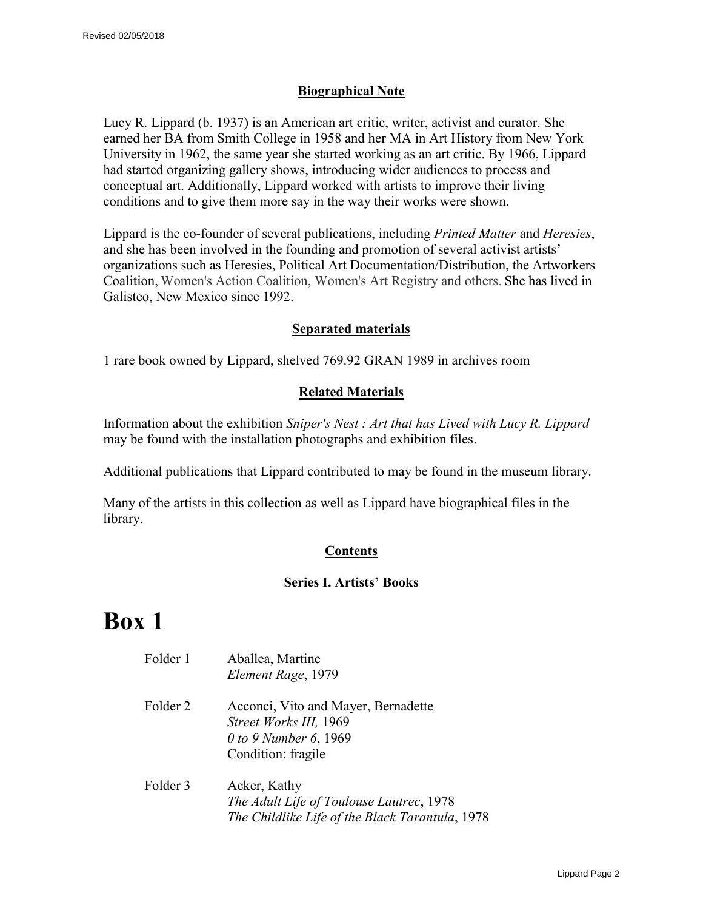## Biographical Note

Lucy R. Lippard (b. 1937) is an American art critic, writer, activist and curator. She earned her BA from Smith College in 1958 and her MA in Art History from New York University in 1962, the same year she started working as an art critic. By 1966, Lippard had started organizing gallery shows, introducing wider audiences to process and conceptual art. Additionally, Lippard worked with artists to improve their living conditions and to give them more say in the way their works were shown.

Lippard is the co-founder of several publications, including *Printed Matter* and *Heresies*, and she has been involved in the founding and promotion of several activist artists' organizations such as Heresies, Political Art Documentation/Distribution, the Artworkers Coalition, Women's Action Coalition, Women's Art Registry and others. She has lived in Galisteo, New Mexico since 1992.

## Separated materials

1 rare book owned by Lippard, shelved 769.92 GRAN 1989 in archives room

## Related Materials

Information about the exhibition *Sniper's Nest : Art that has Lived with Lucy R. Lippard* may be found with the installation photographs and exhibition files.

Additional publications that Lippard contributed to may be found in the museum library.

Many of the artists in this collection as well as Lippard have biographical files in the library.

## Contents

### Series I. Artists' Books

# Box 1

Folder 1 Aballea, Martine
*Element Rage*, 1979

Folder 2 Acconci, Vito and Mayer, Bernadette
*Street Works III,* 1969
*0 to 9 Number 6*, 1969
Condition: fragile

Folder 3 Acker, Kathy
*The Adult Life of Toulouse Lautrec*, 1978
*The Childlike Life of the Black Tarantula*, 1978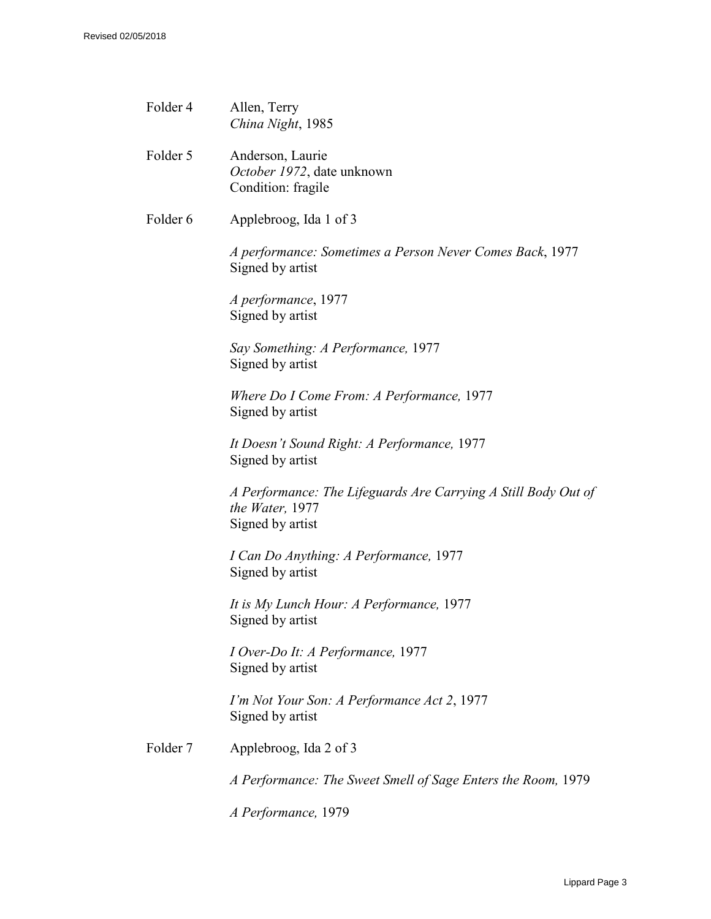Folder 4 Allen, Terry
*China Night*, 1985

Folder 5 Anderson, Laurie
*October 1972*, date unknown
Condition: fragile

Folder 6 Applebroog, Ida 1 of 3

*A performance: Sometimes a Person Never Comes Back*, 1977
Signed by artist

*A performance*, 1977
Signed by artist

*Say Something: A Performance,* 1977
Signed by artist

*Where Do I Come From: A Performance,* 1977
Signed by artist

*It Doesn't Sound Right: A Performance,* 1977
Signed by artist

*A Performance: The Lifeguards Are Carrying A Still Body Out of the Water,* 1977
Signed by artist

*I Can Do Anything: A Performance,* 1977
Signed by artist

*It is My Lunch Hour: A Performance,* 1977
Signed by artist

*I Over-Do It: A Performance,* 1977
Signed by artist

*I'm Not Your Son: A Performance Act 2*, 1977
Signed by artist

Folder 7 Applebroog, Ida 2 of 3

*A Performance: The Sweet Smell of Sage Enters the Room,* 1979

*A Performance,* 1979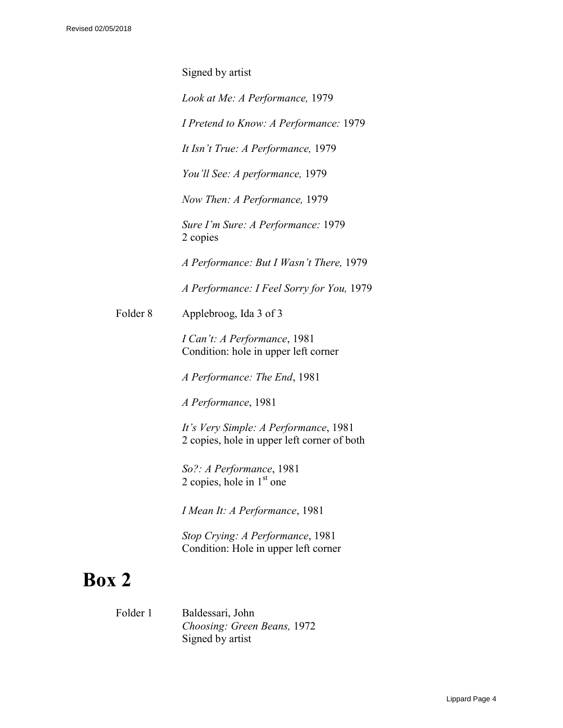Signed by artist

*Look at Me: A Performance,* 1979

*I Pretend to Know: A Performance:* 1979

*It Isn't True: A Performance,* 1979

*You'll See: A performance,* 1979

*Now Then: A Performance,* 1979

*Sure I'm Sure: A Performance:* 1979
2 copies

*A Performance: But I Wasn't There,* 1979

*A Performance: I Feel Sorry for You,* 1979

Folder 8 Applebroog, Ida 3 of 3

*I Can't: A Performance*, 1981
Condition: hole in upper left corner

*A Performance: The End*, 1981

*A Performance*, 1981

*It's Very Simple: A Performance*, 1981
2 copies, hole in upper left corner of both

*So?: A Performance*, 1981
2 copies, hole in 1st one

*I Mean It: A Performance*, 1981

*Stop Crying: A Performance*, 1981
Condition: Hole in upper left corner

# Box 2

Folder 1 Baldessari, John
*Choosing: Green Beans,* 1972
Signed by artist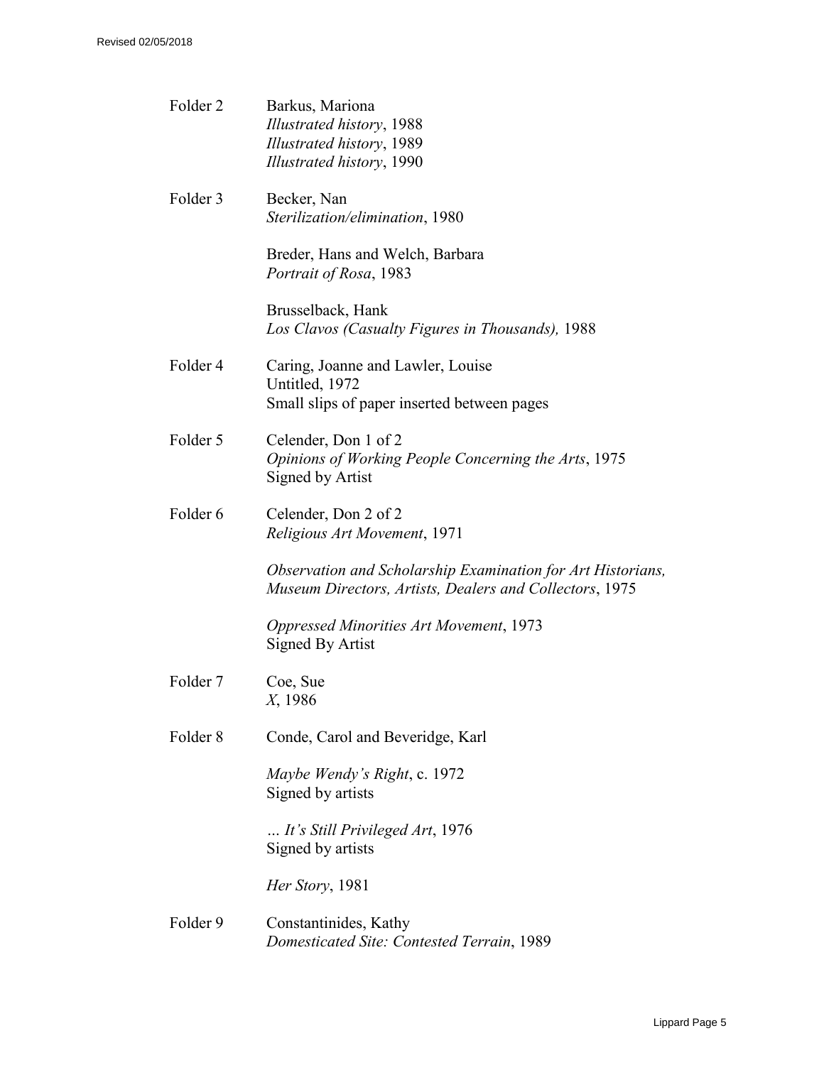Folder 2 Barkus, Mariona
*Illustrated history*, 1988
*Illustrated history*, 1989
*Illustrated history*, 1990

Folder 3 Becker, Nan
*Sterilization/elimination*, 1980

Breder, Hans and Welch, Barbara
*Portrait of Rosa*, 1983

Brusselback, Hank
*Los Clavos (Casualty Figures in Thousands),* 1988

Folder 4 Caring, Joanne and Lawler, Louise
Untitled, 1972
Small slips of paper inserted between pages

Folder 5 Celender, Don 1 of 2
*Opinions of Working People Concerning the Arts*, 1975
Signed by Artist

Folder 6 Celender, Don 2 of 2
*Religious Art Movement*, 1971

*Observation and Scholarship Examination for Art Historians, Museum Directors, Artists, Dealers and Collectors*, 1975

*Oppressed Minorities Art Movement*, 1973
Signed By Artist

Folder 7 Coe, Sue
*X*, 1986

Folder 8 Conde, Carol and Beveridge, Karl

*Maybe Wendy's Right*, c. 1972
Signed by artists

*… It's Still Privileged Art*, 1976
Signed by artists

*Her Story*, 1981

Folder 9 Constantinides, Kathy
*Domesticated Site: Contested Terrain*, 1989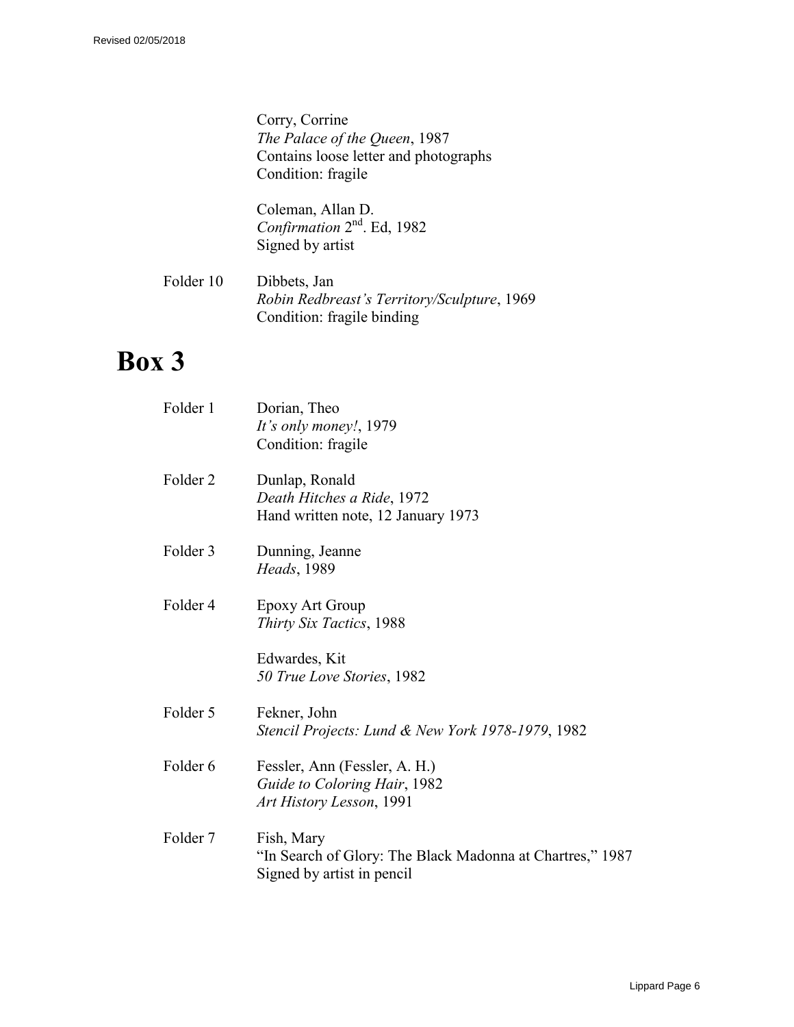Corry, Corrine
*The Palace of the Queen*, 1987
Contains loose letter and photographs
Condition: fragile

Coleman, Allan D.
*Confirmation* 2nd. Ed, 1982
Signed by artist

Folder 10 Dibbets, Jan
*Robin Redbreast's Territory/Sculpture*, 1969
Condition: fragile binding

# Box 3

Folder 1 Dorian, Theo
*It's only money!*, 1979
Condition: fragile

Folder 2 Dunlap, Ronald
*Death Hitches a Ride*, 1972
Hand written note, 12 January 1973

Folder 3 Dunning, Jeanne
*Heads*, 1989

Folder 4 Epoxy Art Group
*Thirty Six Tactics*, 1988

Edwardes, Kit
*50 True Love Stories*, 1982

Folder 5 Fekner, John
*Stencil Projects: Lund & New York 1978-1979*, 1982

Folder 6 Fessler, Ann (Fessler, A. H.)
*Guide to Coloring Hair*, 1982
*Art History Lesson*, 1991

Folder 7 Fish, Mary
"In Search of Glory: The Black Madonna at Chartres," 1987
Signed by artist in pencil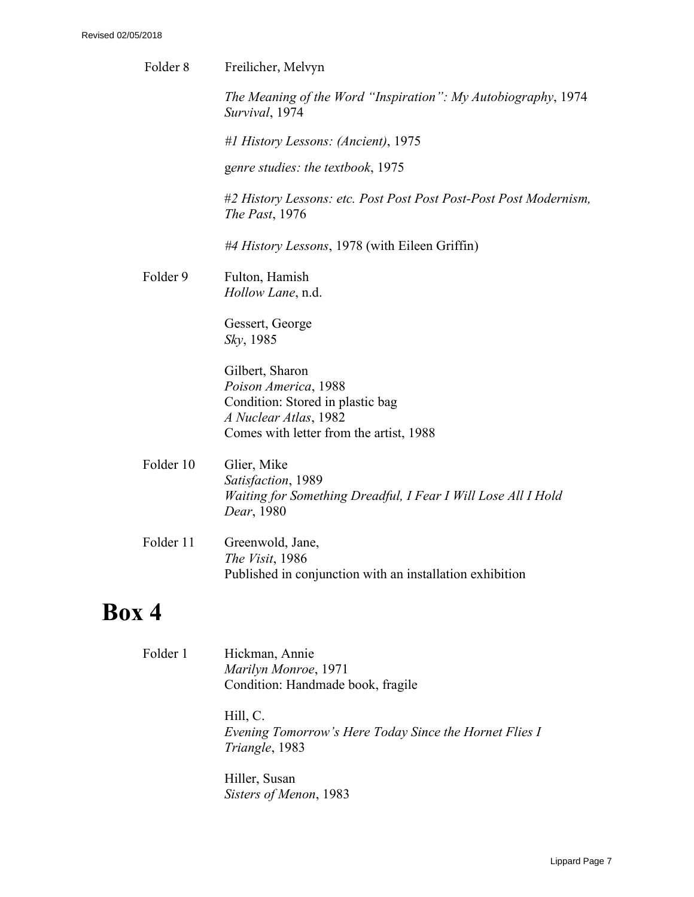Folder 8 Freilicher, Melvyn

*The Meaning of the Word "Inspiration": My Autobiography*, 1974
*Survival*, 1974

*#1 History Lessons: (Ancient)*, 1975

*genre studies: the textbook*, 1975

*#2 History Lessons: etc. Post Post Post Post-Post Post Modernism, The Past*, 1976

*#4 History Lessons*, 1978 (with Eileen Griffin)

Folder 9 Fulton, Hamish
*Hollow Lane*, n.d.

Gessert, George
*Sky*, 1985

Gilbert, Sharon
*Poison America*, 1988
Condition: Stored in plastic bag
*A Nuclear Atlas*, 1982
Comes with letter from the artist, 1988

Folder 10 Glier, Mike
*Satisfaction*, 1989
*Waiting for Something Dreadful, I Fear I Will Lose All I Hold Dear*, 1980

Folder 11 Greenwold, Jane,
*The Visit*, 1986
Published in conjunction with an installation exhibition

# Box 4

Folder 1 Hickman, Annie
*Marilyn Monroe*, 1971
Condition: Handmade book, fragile

Hill, C.
*Evening Tomorrow's Here Today Since the Hornet Flies I Triangle*, 1983

Hiller, Susan
*Sisters of Menon*, 1983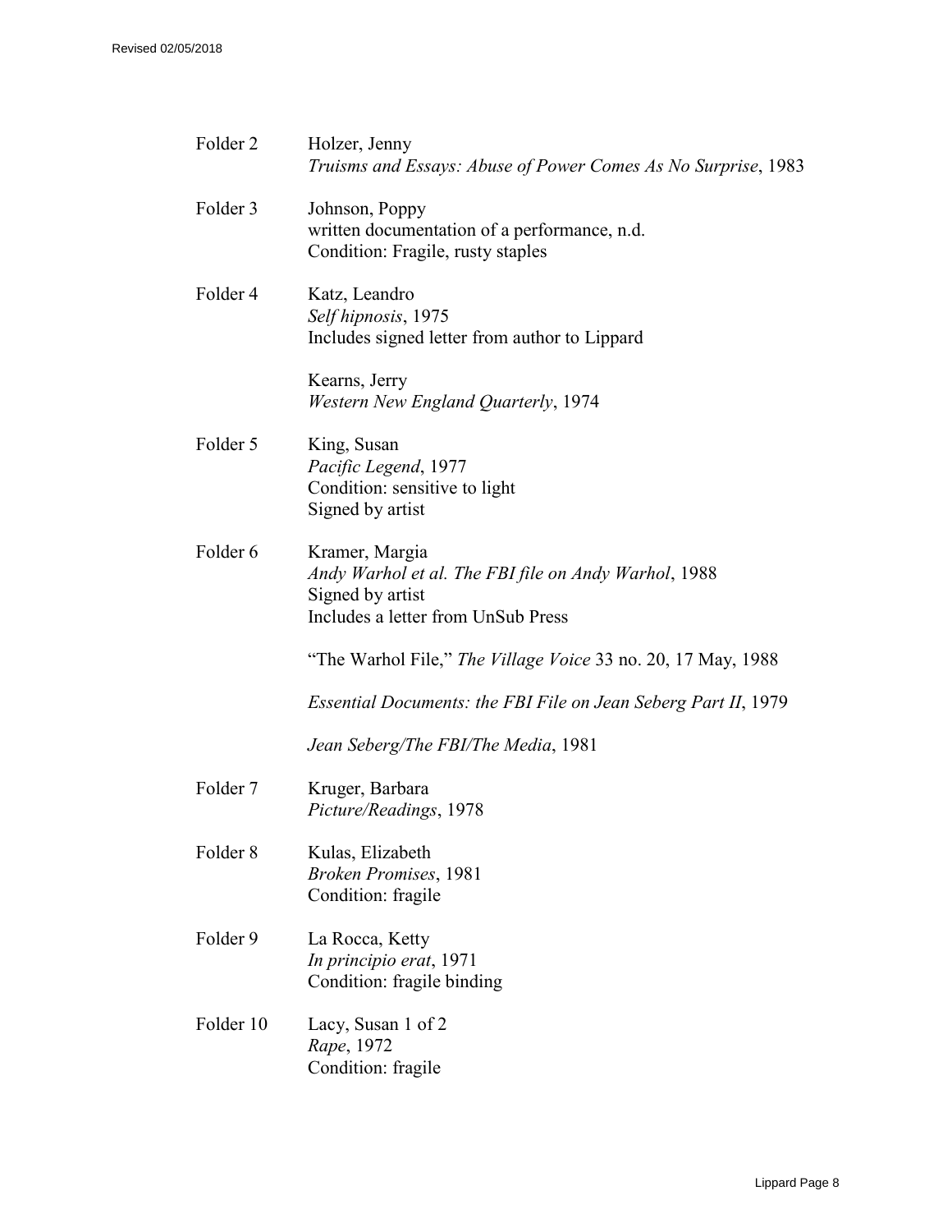Folder 2 Holzer, Jenny
*Truisms and Essays: Abuse of Power Comes As No Surprise*, 1983

Folder 3 Johnson, Poppy
written documentation of a performance, n.d.
Condition: Fragile, rusty staples

Folder 4 Katz, Leandro
*Self hipnosis*, 1975
Includes signed letter from author to Lippard

Kearns, Jerry
*Western New England Quarterly*, 1974

Folder 5 King, Susan
*Pacific Legend*, 1977
Condition: sensitive to light
Signed by artist

Folder 6 Kramer, Margia
*Andy Warhol et al. The FBI file on Andy Warhol*, 1988
Signed by artist
Includes a letter from UnSub Press

"The Warhol File," *The Village Voice* 33 no. 20, 17 May, 1988

*Essential Documents: the FBI File on Jean Seberg Part II*, 1979

*Jean Seberg/The FBI/The Media*, 1981

Folder 7 Kruger, Barbara
*Picture/Readings*, 1978

Folder 8 Kulas, Elizabeth
*Broken Promises*, 1981
Condition: fragile

Folder 9 La Rocca, Ketty
*In principio erat*, 1971
Condition: fragile binding

Folder 10 Lacy, Susan 1 of 2
*Rape*, 1972
Condition: fragile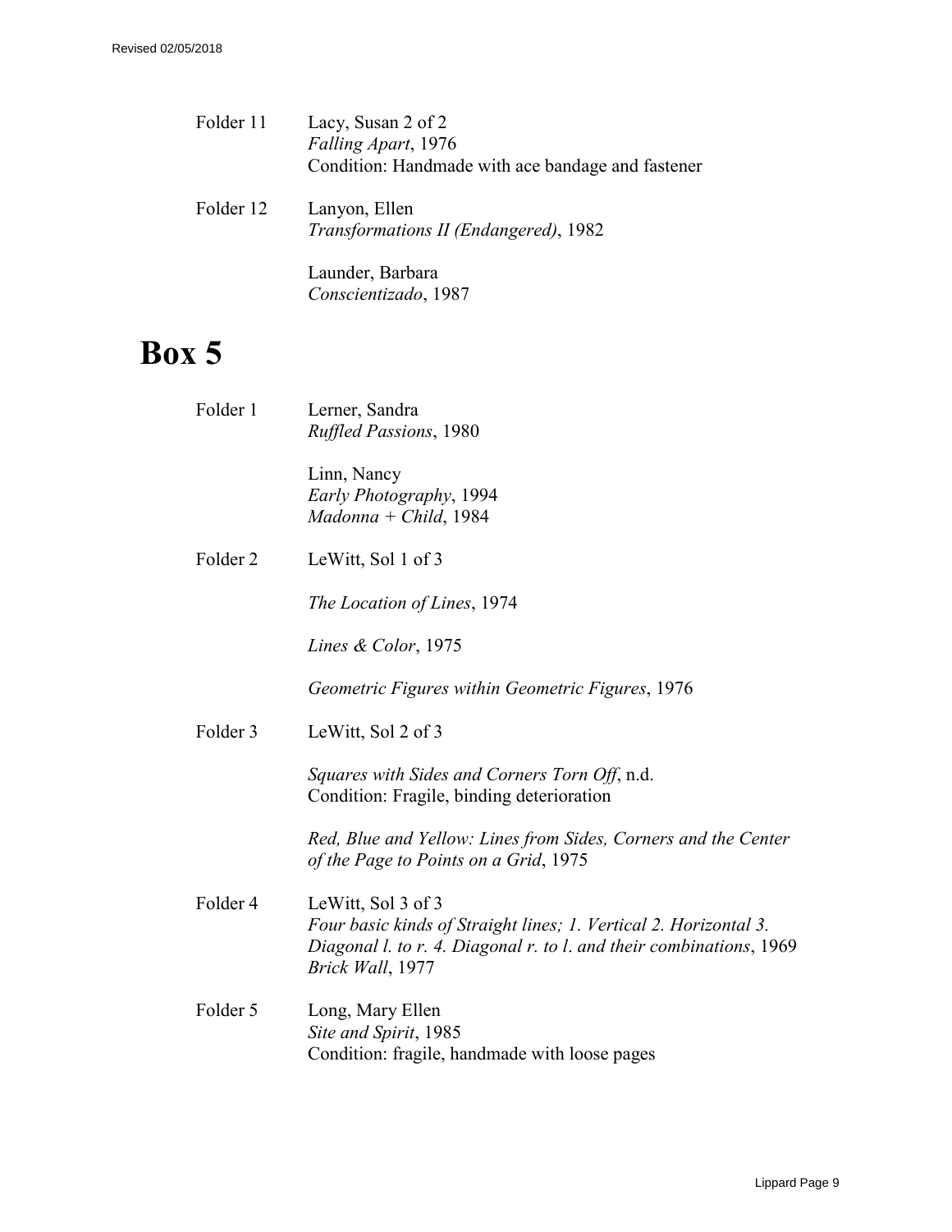Folder 11 Lacy, Susan 2 of 2
*Falling Apart*, 1976
Condition: Handmade with ace bandage and fastener

Folder 12 Lanyon, Ellen
*Transformations II (Endangered)*, 1982

Launder, Barbara
*Conscientizado*, 1987

# Box 5

Folder 1 Lerner, Sandra
*Ruffled Passions*, 1980

Linn, Nancy
*Early Photography*, 1994
*Madonna + Child*, 1984

Folder 2 LeWitt, Sol 1 of 3

*The Location of Lines*, 1974

*Lines & Color*, 1975

*Geometric Figures within Geometric Figures*, 1976

Folder 3 LeWitt, Sol 2 of 3

*Squares with Sides and Corners Torn Off*, n.d.
Condition: Fragile, binding deterioration

*Red, Blue and Yellow: Lines from Sides, Corners and the Center of the Page to Points on a Grid*, 1975

Folder 4 LeWitt, Sol 3 of 3
*Four basic kinds of Straight lines; 1. Vertical 2. Horizontal 3. Diagonal l. to r. 4. Diagonal r. to l. and their combinations*, 1969
*Brick Wall*, 1977

Folder 5 Long, Mary Ellen
*Site and Spirit*, 1985
Condition: fragile, handmade with loose pages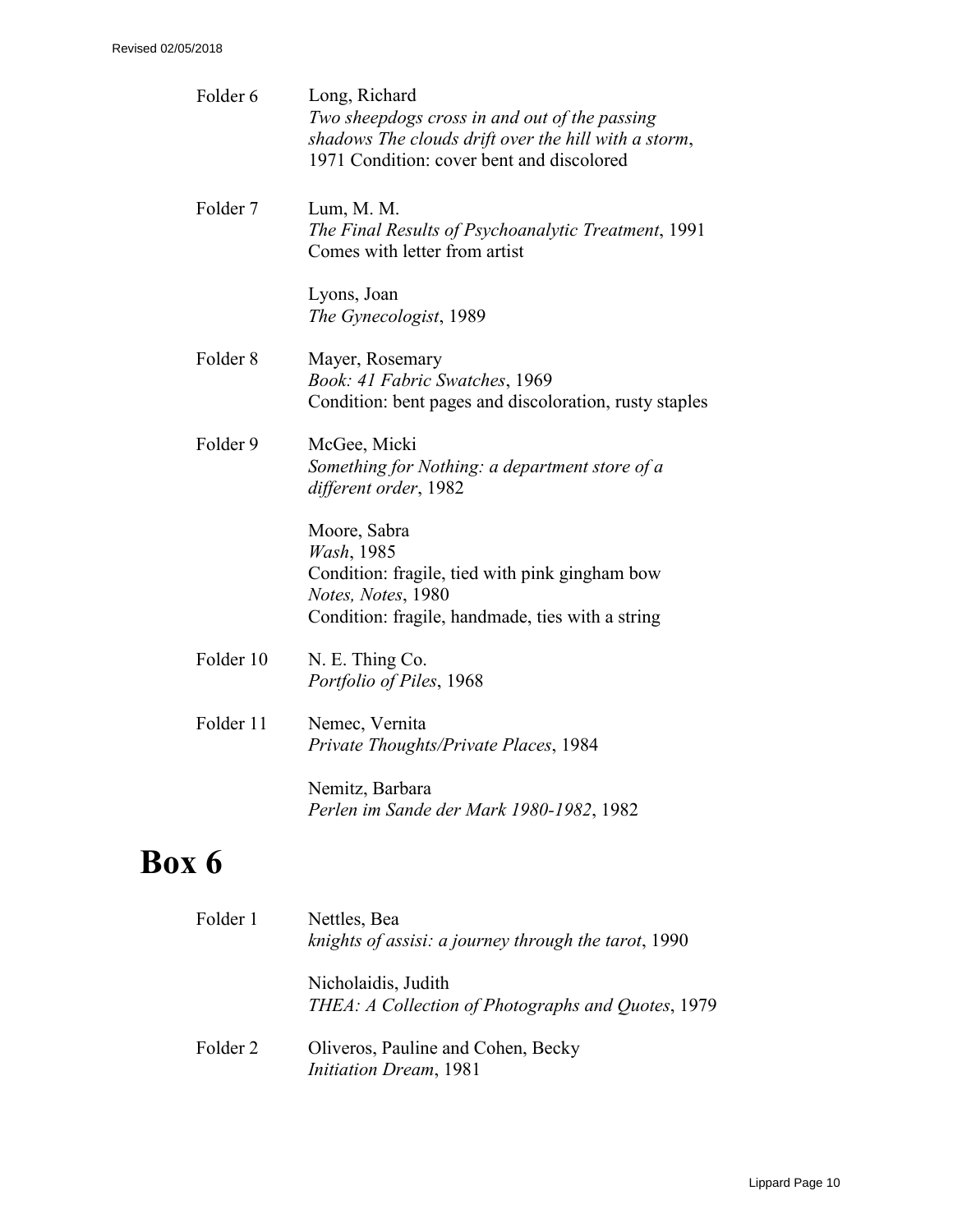| | |
|---|---|
| Folder 6 | Long, Richard<br>*Two sheepdogs cross in and out of the passing shadows The clouds drift over the hill with a storm*, 1971 Condition: cover bent and discolored |
| Folder 7 | Lum, M. M.<br>*The Final Results of Psychoanalytic Treatment*, 1991<br>Comes with letter from artist<br><br>Lyons, Joan<br>*The Gynecologist*, 1989 |
| Folder 8 | Mayer, Rosemary<br>*Book: 41 Fabric Swatches*, 1969<br>Condition: bent pages and discoloration, rusty staples |
| Folder 9 | McGee, Micki<br>*Something for Nothing: a department store of a different order*, 1982<br><br>Moore, Sabra<br>*Wash*, 1985<br>Condition: fragile, tied with pink gingham bow<br>*Notes, Notes*, 1980<br>Condition: fragile, handmade, ties with a string |
| Folder 10 | N. E. Thing Co.<br>*Portfolio of Piles*, 1968 |
| Folder 11 | Nemec, Vernita<br>*Private Thoughts/Private Places*, 1984<br><br>Nemitz, Barbara<br>*Perlen im Sande der Mark 1980-1982*, 1982 |

# Box 6

| | |
|---|---|
| Folder 1 | Nettles, Bea<br>*knights of assisi: a journey through the tarot*, 1990<br><br>Nicholaidis, Judith<br>*THEA: A Collection of Photographs and Quotes*, 1979 |
| Folder 2 | Oliveros, Pauline and Cohen, Becky<br>*Initiation Dream*, 1981 |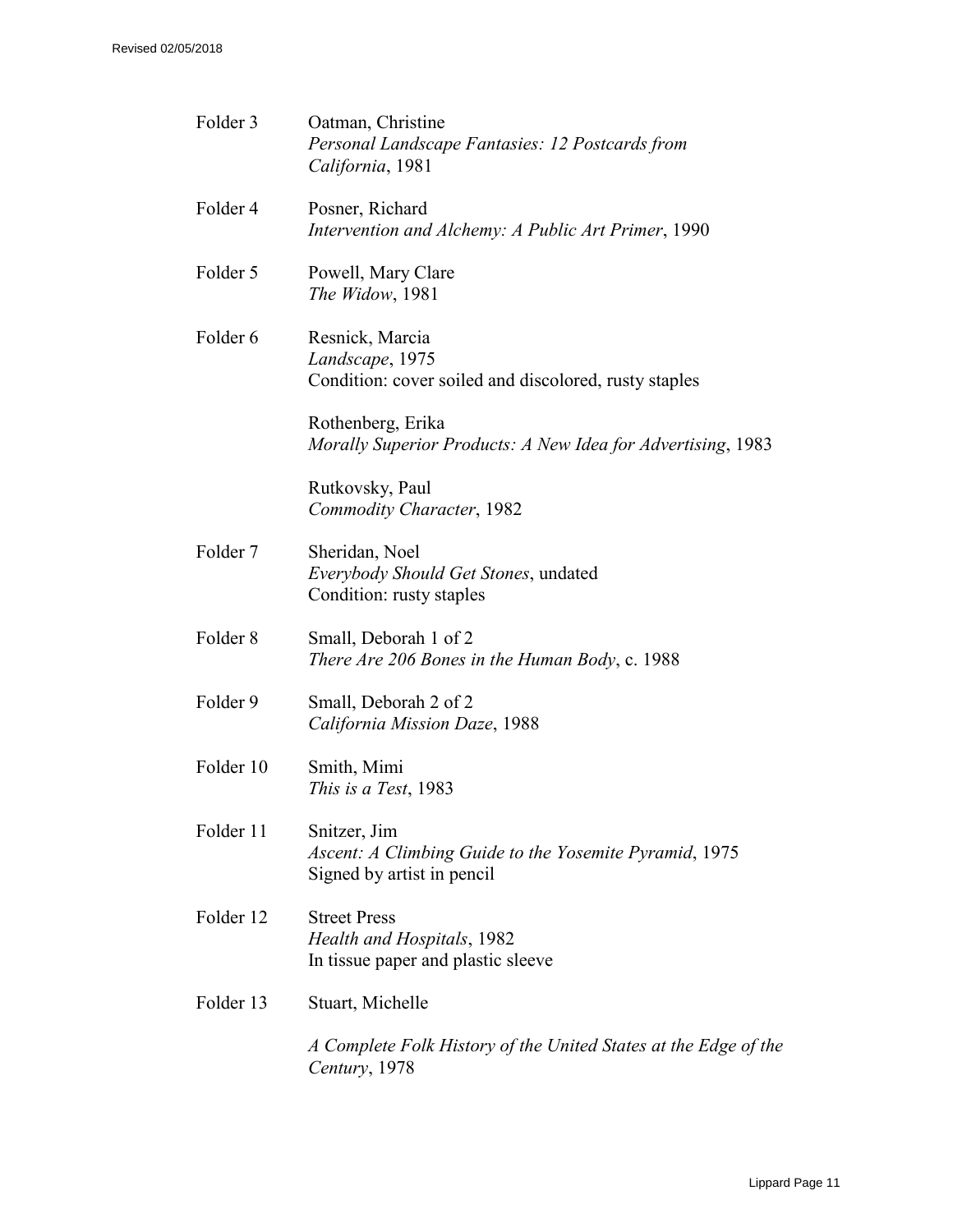Folder 3 Oatman, Christine
*Personal Landscape Fantasies: 12 Postcards from California*, 1981

Folder 4 Posner, Richard
*Intervention and Alchemy: A Public Art Primer*, 1990

Folder 5 Powell, Mary Clare
*The Widow*, 1981

Folder 6 Resnick, Marcia
*Landscape*, 1975
Condition: cover soiled and discolored, rusty staples

Rothenberg, Erika
*Morally Superior Products: A New Idea for Advertising*, 1983

Rutkovsky, Paul
*Commodity Character*, 1982

Folder 7 Sheridan, Noel
*Everybody Should Get Stones*, undated
Condition: rusty staples

Folder 8 Small, Deborah 1 of 2
*There Are 206 Bones in the Human Body*, c. 1988

Folder 9 Small, Deborah 2 of 2
*California Mission Daze*, 1988

Folder 10 Smith, Mimi
*This is a Test*, 1983

Folder 11 Snitzer, Jim
*Ascent: A Climbing Guide to the Yosemite Pyramid*, 1975
Signed by artist in pencil

Folder 12 Street Press
*Health and Hospitals*, 1982
In tissue paper and plastic sleeve

Folder 13 Stuart, Michelle

*A Complete Folk History of the United States at the Edge of the Century*, 1978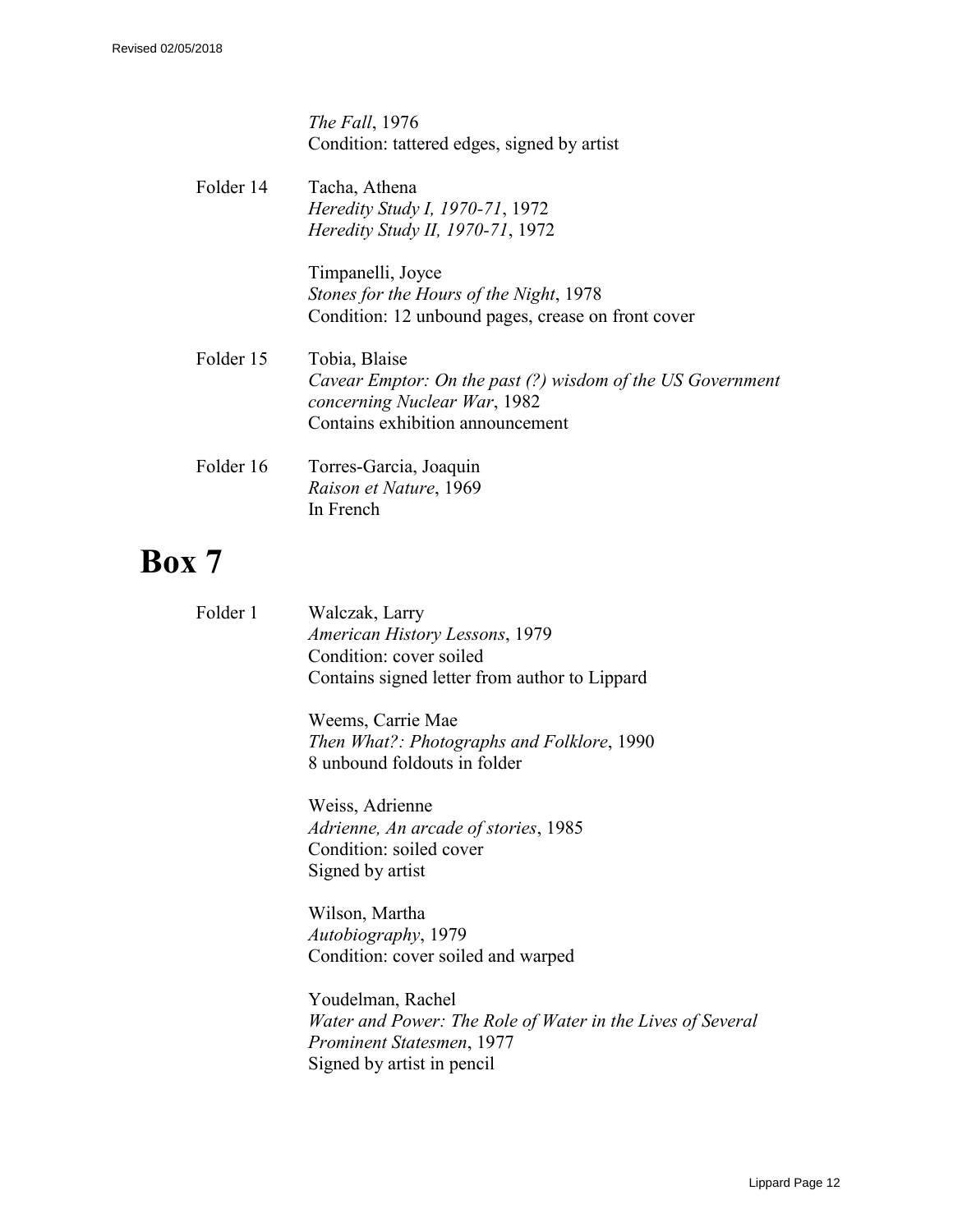*The Fall*, 1976
Condition: tattered edges, signed by artist

Folder 14 Tacha, Athena
*Heredity Study I, 1970-71*, 1972
*Heredity Study II, 1970-71*, 1972

Timpanelli, Joyce
*Stones for the Hours of the Night*, 1978
Condition: 12 unbound pages, crease on front cover

Folder 15 Tobia, Blaise
*Cavear Emptor: On the past (?) wisdom of the US Government concerning Nuclear War*, 1982
Contains exhibition announcement

Folder 16 Torres-Garcia, Joaquin
*Raison et Nature*, 1969
In French

# Box 7

Folder 1 Walczak, Larry
*American History Lessons*, 1979
Condition: cover soiled
Contains signed letter from author to Lippard

Weems, Carrie Mae
*Then What?: Photographs and Folklore*, 1990
8 unbound foldouts in folder

Weiss, Adrienne
*Adrienne, An arcade of stories*, 1985
Condition: soiled cover
Signed by artist

Wilson, Martha
*Autobiography*, 1979
Condition: cover soiled and warped

Youdelman, Rachel
*Water and Power: The Role of Water in the Lives of Several Prominent Statesmen*, 1977
Signed by artist in pencil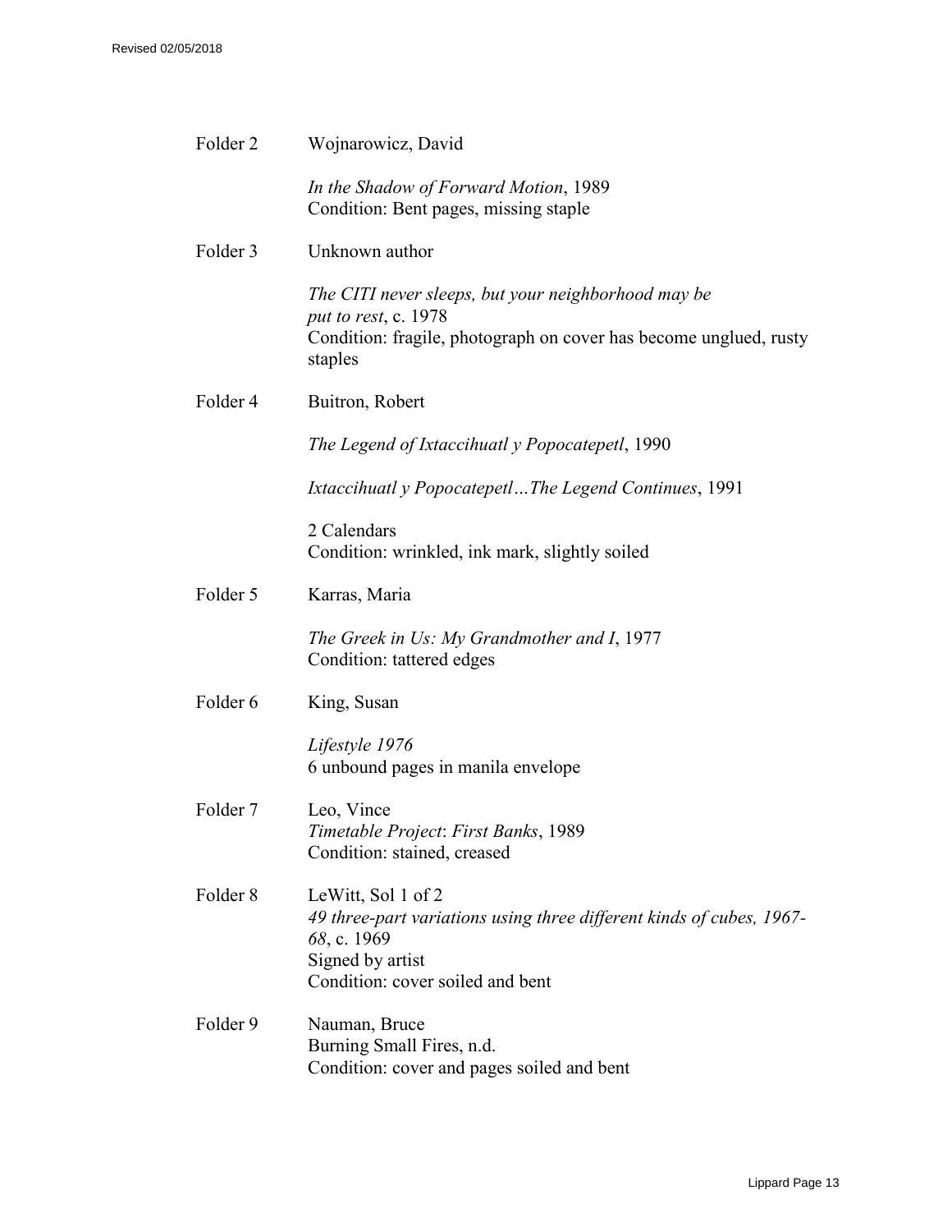Folder 2 Wojnarowicz, David

*In the Shadow of Forward Motion*, 1989
Condition: Bent pages, missing staple

Folder 3 Unknown author

*The CITI never sleeps, but your neighborhood may be put to rest*, c. 1978
Condition: fragile, photograph on cover has become unglued, rusty staples

Folder 4 Buitron, Robert

*The Legend of Ixtaccihuatl y Popocatepetl*, 1990

*Ixtaccihuatl y Popocatepetl…The Legend Continues*, 1991

2 Calendars
Condition: wrinkled, ink mark, slightly soiled

Folder 5 Karras, Maria

*The Greek in Us: My Grandmother and I*, 1977
Condition: tattered edges

Folder 6 King, Susan

*Lifestyle 1976*
6 unbound pages in manila envelope

Folder 7 Leo, Vince
*Timetable Project*: *First Banks*, 1989
Condition: stained, creased

Folder 8 LeWitt, Sol 1 of 2
*49 three-part variations using three different kinds of cubes, 1967-68*, c. 1969
Signed by artist
Condition: cover soiled and bent

Folder 9 Nauman, Bruce
Burning Small Fires, n.d.
Condition: cover and pages soiled and bent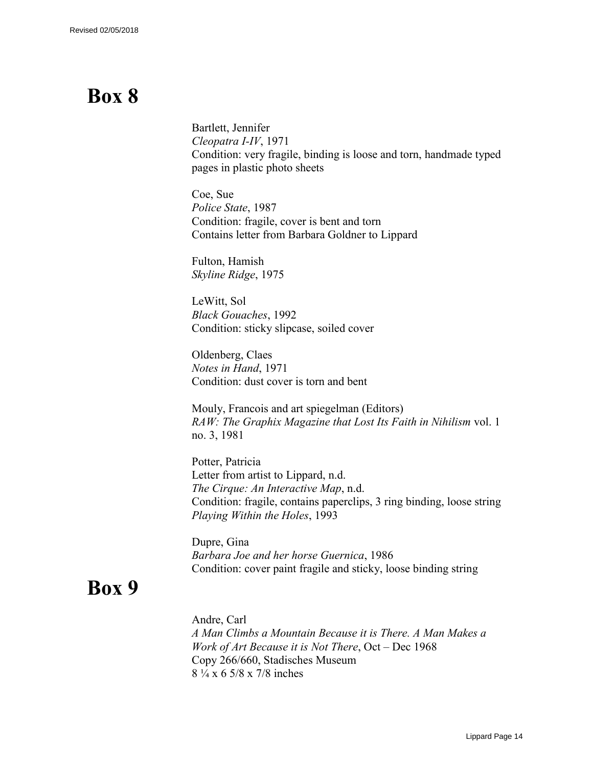# Box 8

Bartlett, Jennifer
*Cleopatra I-IV*, 1971
Condition: very fragile, binding is loose and torn, handmade typed pages in plastic photo sheets

Coe, Sue
*Police State*, 1987
Condition: fragile, cover is bent and torn
Contains letter from Barbara Goldner to Lippard

Fulton, Hamish
*Skyline Ridge*, 1975

LeWitt, Sol
*Black Gouaches*, 1992
Condition: sticky slipcase, soiled cover

Oldenberg, Claes
*Notes in Hand*, 1971
Condition: dust cover is torn and bent

Mouly, Francois and art spiegelman (Editors)
*RAW: The Graphix Magazine that Lost Its Faith in Nihilism* vol. 1 no. 3, 1981

Potter, Patricia
Letter from artist to Lippard, n.d.
*The Cirque: An Interactive Map*, n.d.
Condition: fragile, contains paperclips, 3 ring binding, loose string
*Playing Within the Holes*, 1993

Dupre, Gina
*Barbara Joe and her horse Guernica*, 1986
Condition: cover paint fragile and sticky, loose binding string

# Box 9

Andre, Carl
*A Man Climbs a Mountain Because it is There. A Man Makes a Work of Art Because it is Not There*, Oct – Dec 1968
Copy 266/660, Stadisches Museum
8 ¼ x 6 5/8 x 7/8 inches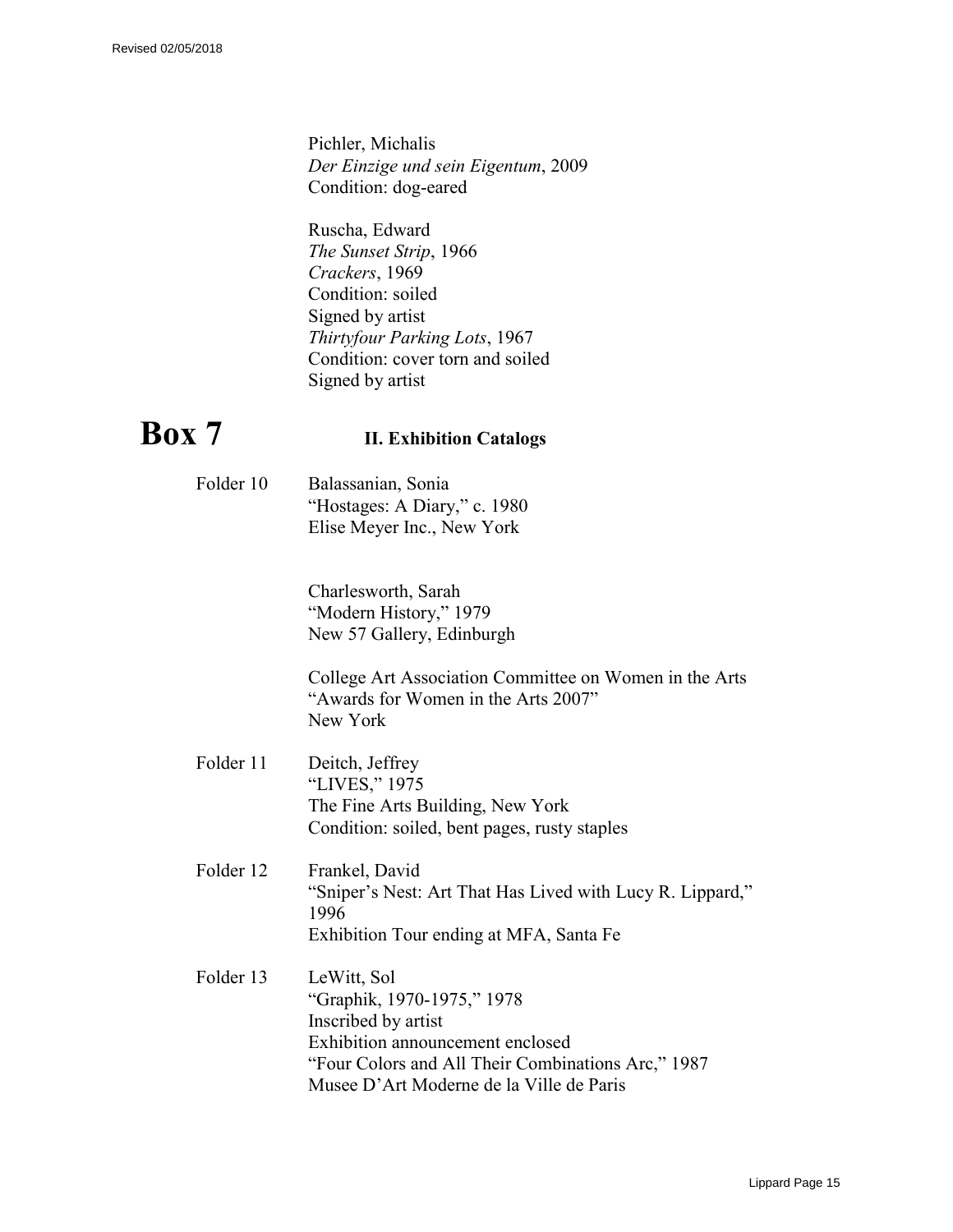Pichler, Michalis  
*Der Einzige und sein Eigentum*, 2009  
Condition: dog-eared

Ruscha, Edward  
*The Sunset Strip*, 1966  
*Crackers*, 1969  
Condition: soiled  
Signed by artist  
*Thirtyfour Parking Lots*, 1967  
Condition: cover torn and soiled  
Signed by artist

# Box 7

## II. Exhibition Catalogs

Folder 10

Balassanian, Sonia  
"Hostages: A Diary," c. 1980  
Elise Meyer Inc., New York

Charlesworth, Sarah  
"Modern History," 1979  
New 57 Gallery, Edinburgh

College Art Association Committee on Women in the Arts  
"Awards for Women in the Arts 2007"  
New York

Folder 11

Deitch, Jeffrey  
"LIVES," 1975  
The Fine Arts Building, New York  
Condition: soiled, bent pages, rusty staples

Folder 12

Frankel, David  
"Sniper's Nest: Art That Has Lived with Lucy R. Lippard," 1996  
Exhibition Tour ending at MFA, Santa Fe

Folder 13

LeWitt, Sol  
"Graphik, 1970-1975," 1978  
Inscribed by artist  
Exhibition announcement enclosed  
"Four Colors and All Their Combinations Arc," 1987  
Musee D'Art Moderne de la Ville de Paris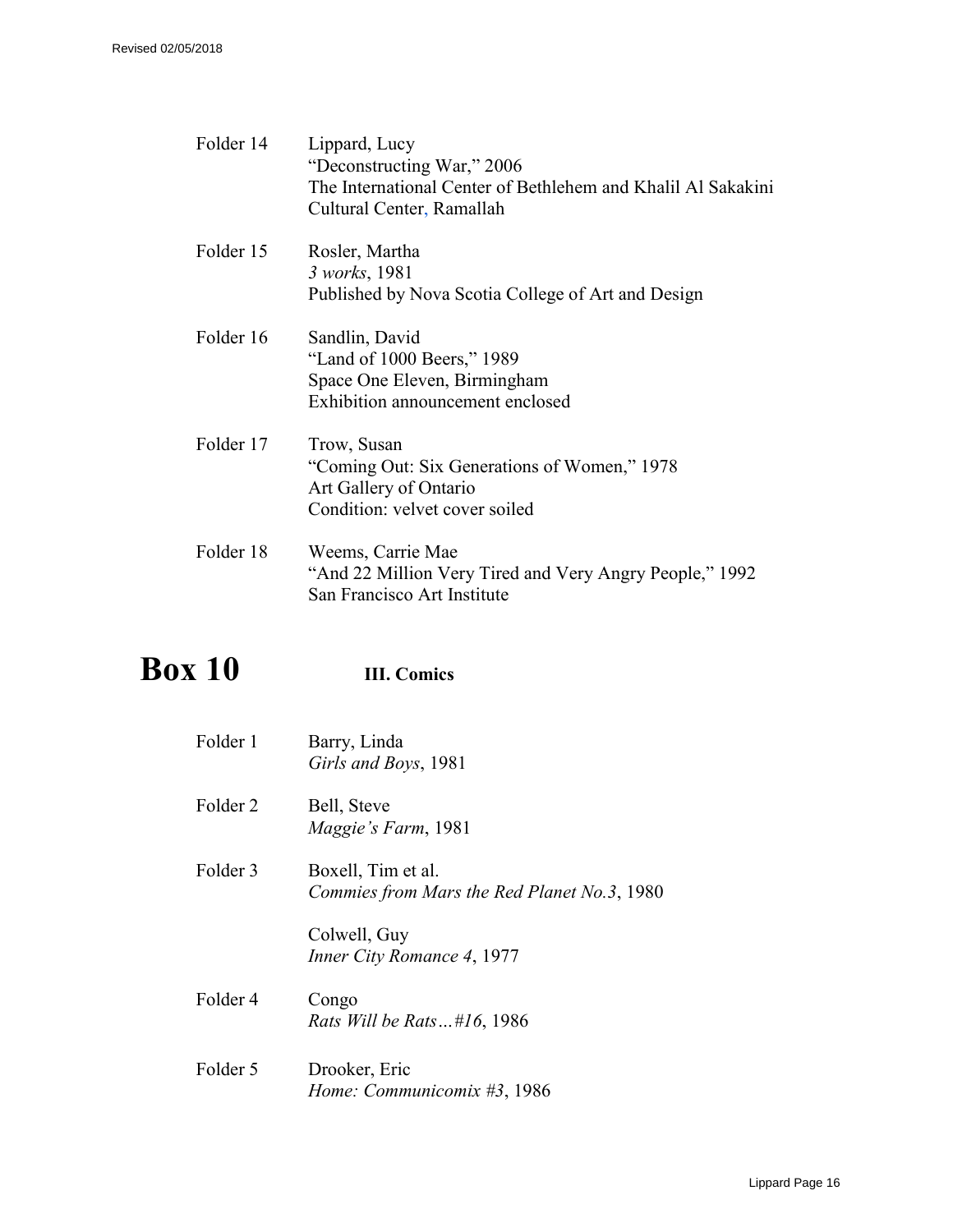Folder 14 Lippard, Lucy
"Deconstructing War," 2006
The International Center of Bethlehem and Khalil Al Sakakini Cultural Center, Ramallah

Folder 15 Rosler, Martha
*3 works*, 1981
Published by Nova Scotia College of Art and Design

Folder 16 Sandlin, David
"Land of 1000 Beers," 1989
Space One Eleven, Birmingham
Exhibition announcement enclosed

Folder 17 Trow, Susan
"Coming Out: Six Generations of Women," 1978
Art Gallery of Ontario
Condition: velvet cover soiled

Folder 18 Weems, Carrie Mae
"And 22 Million Very Tired and Very Angry People," 1992
San Francisco Art Institute

# Box 10 **III. Comics**

Folder 1 Barry, Linda
*Girls and Boys*, 1981

Folder 2 Bell, Steve
*Maggie's Farm*, 1981

Folder 3 Boxell, Tim et al.
*Commies from Mars the Red Planet No.3*, 1980

Colwell, Guy
*Inner City Romance 4*, 1977

Folder 4 Congo
*Rats Will be Rats…#16*, 1986

Folder 5 Drooker, Eric
*Home: Communicomix #3*, 1986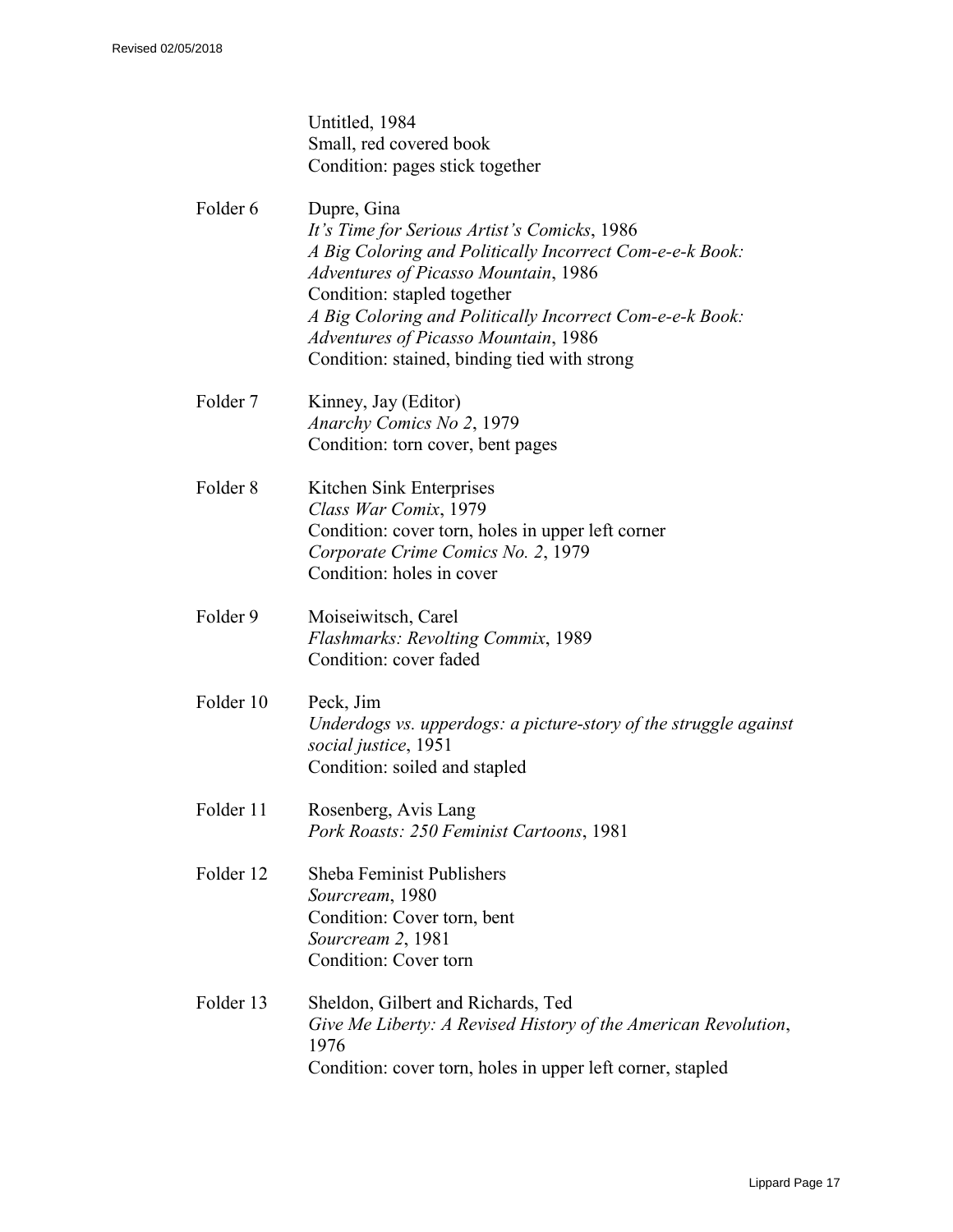Untitled, 1984
Small, red covered book
Condition: pages stick together

Folder 6 Dupre, Gina
*It's Time for Serious Artist's Comicks*, 1986
*A Big Coloring and Politically Incorrect Com-e-e-k Book: Adventures of Picasso Mountain*, 1986
Condition: stapled together
*A Big Coloring and Politically Incorrect Com-e-e-k Book: Adventures of Picasso Mountain*, 1986
Condition: stained, binding tied with strong

Folder 7 Kinney, Jay (Editor)
*Anarchy Comics No 2*, 1979
Condition: torn cover, bent pages

Folder 8 Kitchen Sink Enterprises
*Class War Comix*, 1979
Condition: cover torn, holes in upper left corner
*Corporate Crime Comics No. 2*, 1979
Condition: holes in cover

Folder 9 Moiseiwitsch, Carel
*Flashmarks: Revolting Commix*, 1989
Condition: cover faded

Folder 10 Peck, Jim
*Underdogs vs. upperdogs: a picture-story of the struggle against social justice*, 1951
Condition: soiled and stapled

Folder 11 Rosenberg, Avis Lang
*Pork Roasts: 250 Feminist Cartoons*, 1981

Folder 12 Sheba Feminist Publishers
*Sourcream*, 1980
Condition: Cover torn, bent
*Sourcream 2*, 1981
Condition: Cover torn

Folder 13 Sheldon, Gilbert and Richards, Ted
*Give Me Liberty: A Revised History of the American Revolution*, 1976
Condition: cover torn, holes in upper left corner, stapled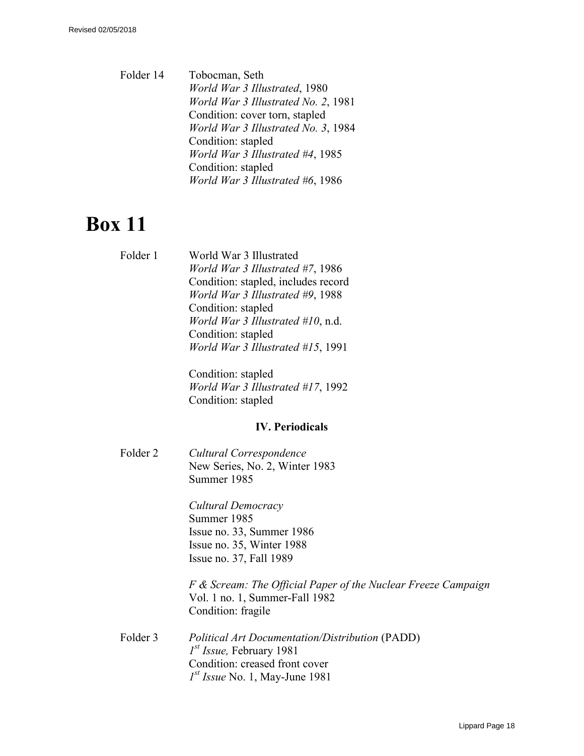Folder 14 Tobocman, Seth
*World War 3 Illustrated*, 1980
*World War 3 Illustrated No. 2*, 1981
Condition: cover torn, stapled
*World War 3 Illustrated No. 3*, 1984
Condition: stapled
*World War 3 Illustrated #4*, 1985
Condition: stapled
*World War 3 Illustrated #6*, 1986

# Box 11

Folder 1 World War 3 Illustrated
*World War 3 Illustrated #7*, 1986
Condition: stapled, includes record
*World War 3 Illustrated #9*, 1988
Condition: stapled
*World War 3 Illustrated #10*, n.d.
Condition: stapled
*World War 3 Illustrated #15*, 1991

Condition: stapled
*World War 3 Illustrated #17*, 1992
Condition: stapled

## IV. Periodicals

Folder 2 *Cultural Correspondence*
New Series, No. 2, Winter 1983
Summer 1985

*Cultural Democracy*
Summer 1985
Issue no. 33, Summer 1986
Issue no. 35, Winter 1988
Issue no. 37, Fall 1989

*F & Scream: The Official Paper of the Nuclear Freeze Campaign*
Vol. 1 no. 1, Summer-Fall 1982
Condition: fragile

Folder 3 *Political Art Documentation/Distribution* (PADD)
*1st Issue,* February 1981
Condition: creased front cover
*1st Issue* No. 1, May-June 1981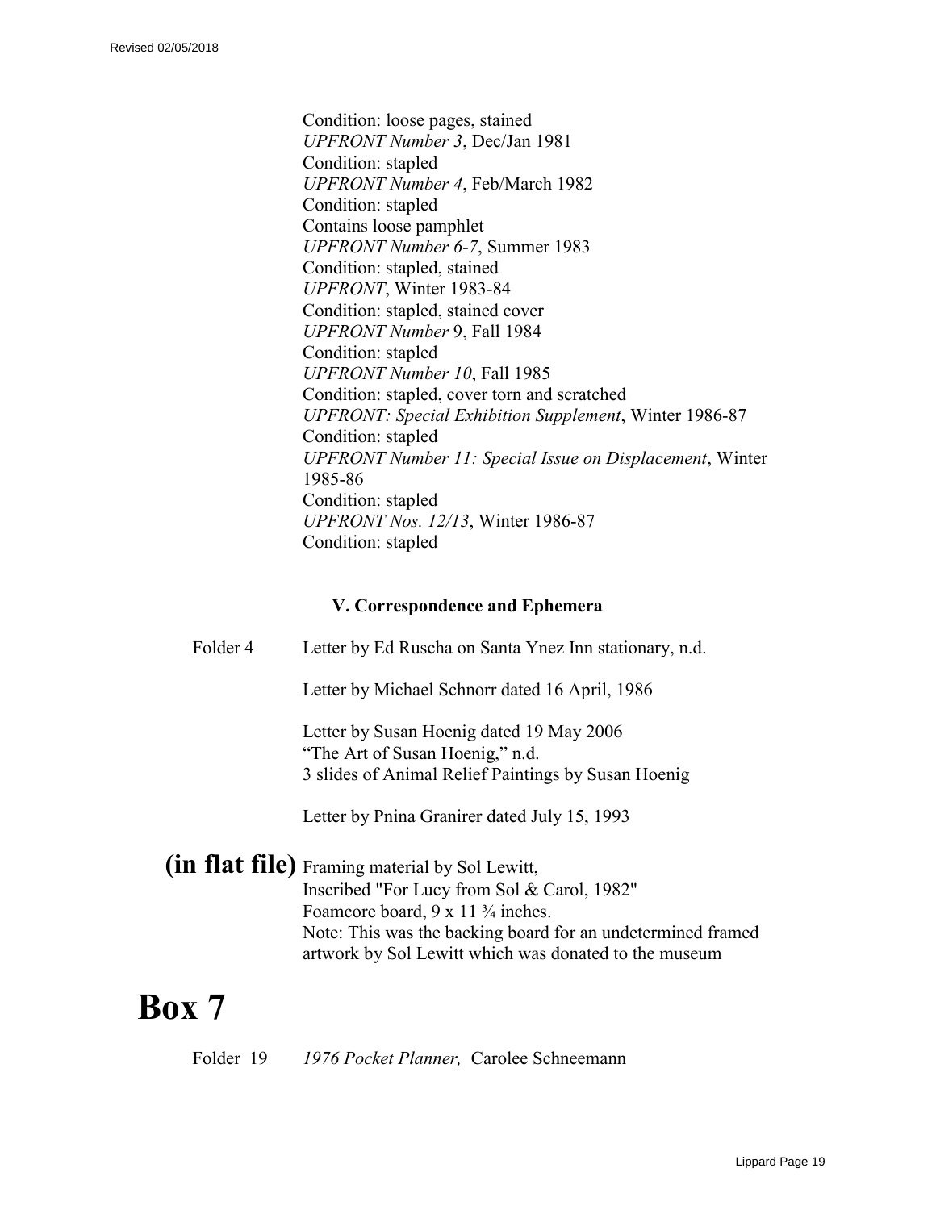Condition: loose pages, stained
*UPFRONT Number 3*, Dec/Jan 1981
Condition: stapled
*UPFRONT Number 4*, Feb/March 1982
Condition: stapled
Contains loose pamphlet
*UPFRONT Number 6-7*, Summer 1983
Condition: stapled, stained
*UPFRONT*, Winter 1983-84
Condition: stapled, stained cover
*UPFRONT Number* 9, Fall 1984
Condition: stapled
*UPFRONT Number 10*, Fall 1985
Condition: stapled, cover torn and scratched
*UPFRONT: Special Exhibition Supplement*, Winter 1986-87
Condition: stapled
*UPFRONT Number 11: Special Issue on Displacement*, Winter 1985-86
Condition: stapled
*UPFRONT Nos. 12/13*, Winter 1986-87
Condition: stapled

### V. Correspondence and Ephemera

Folder 4 — Letter by Ed Ruscha on Santa Ynez Inn stationary, n.d.

Letter by Michael Schnorr dated 16 April, 1986

Letter by Susan Hoenig dated 19 May 2006
"The Art of Susan Hoenig," n.d.
3 slides of Animal Relief Paintings by Susan Hoenig

Letter by Pnina Granirer dated July 15, 1993

**(in flat file)** Framing material by Sol Lewitt,
Inscribed "For Lucy from Sol & Carol, 1982"
Foamcore board, 9 x 11 ¾ inches.
Note: This was the backing board for an undetermined framed artwork by Sol Lewitt which was donated to the museum

# Box 7

Folder 19 — *1976 Pocket Planner,* Carolee Schneemann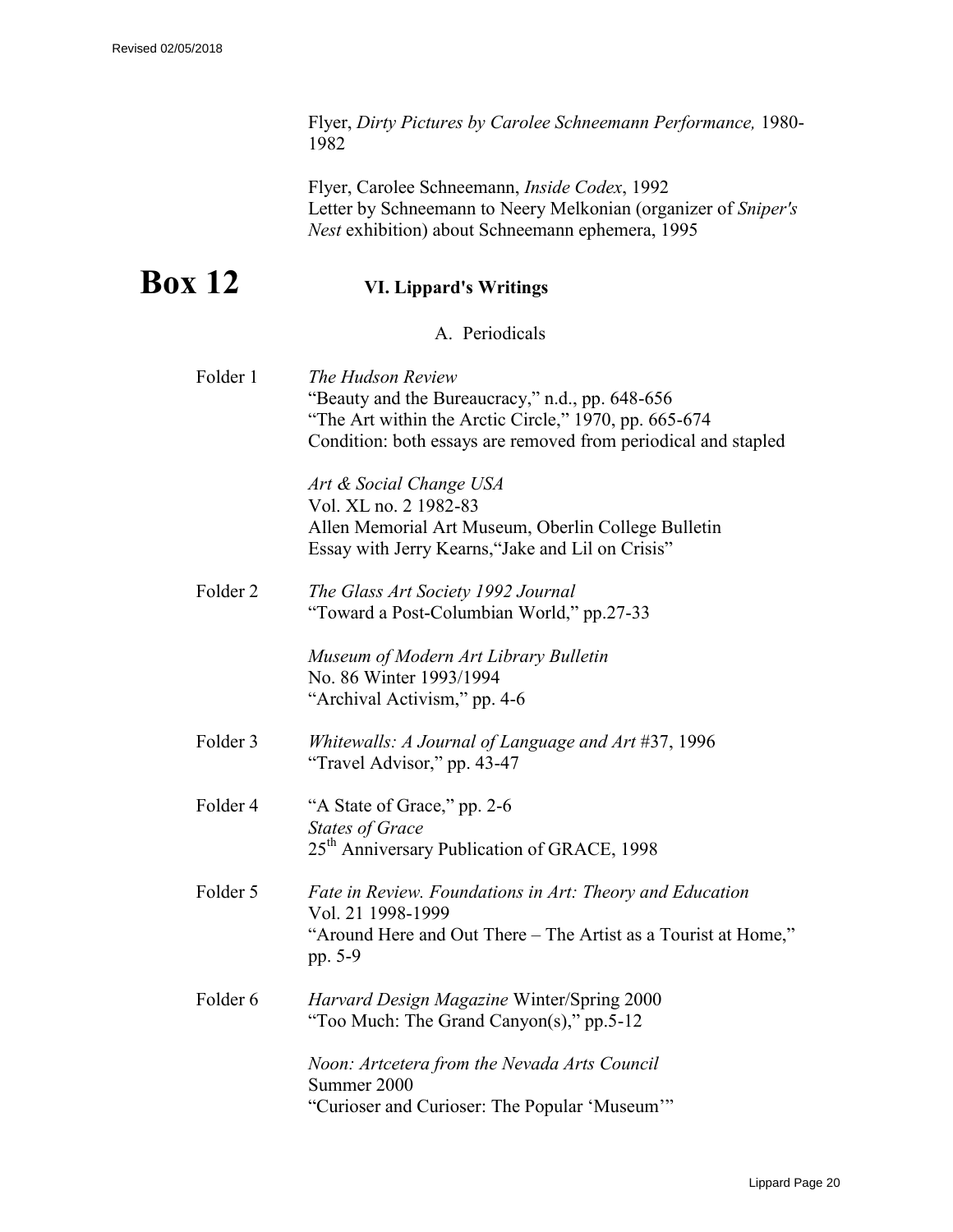Flyer, *Dirty Pictures by Carolee Schneemann Performance,* 1980-1982

Flyer, Carolee Schneemann, *Inside Codex*, 1992
Letter by Schneemann to Neery Melkonian (organizer of *Sniper's Nest* exhibition) about Schneemann ephemera, 1995

# Box 12

## VI. Lippard's Writings

### A. Periodicals

Folder 1

*The Hudson Review*
"Beauty and the Bureaucracy," n.d., pp. 648-656
"The Art within the Arctic Circle," 1970, pp. 665-674
Condition: both essays are removed from periodical and stapled

*Art & Social Change USA*
Vol. XL no. 2 1982-83
Allen Memorial Art Museum, Oberlin College Bulletin
Essay with Jerry Kearns,"Jake and Lil on Crisis"

Folder 2

*The Glass Art Society 1992 Journal*
"Toward a Post-Columbian World," pp.27-33

*Museum of Modern Art Library Bulletin*
No. 86 Winter 1993/1994
"Archival Activism," pp. 4-6

Folder 3

*Whitewalls: A Journal of Language and Art* #37, 1996
"Travel Advisor," pp. 43-47

Folder 4

"A State of Grace," pp. 2-6
*States of Grace*
25th Anniversary Publication of GRACE, 1998

Folder 5

*Fate in Review. Foundations in Art: Theory and Education*
Vol. 21 1998-1999
"Around Here and Out There – The Artist as a Tourist at Home," pp. 5-9

Folder 6

*Harvard Design Magazine* Winter/Spring 2000
"Too Much: The Grand Canyon(s)," pp.5-12

*Noon: Artcetera from the Nevada Arts Council*
Summer 2000
"Curioser and Curioser: The Popular 'Museum'"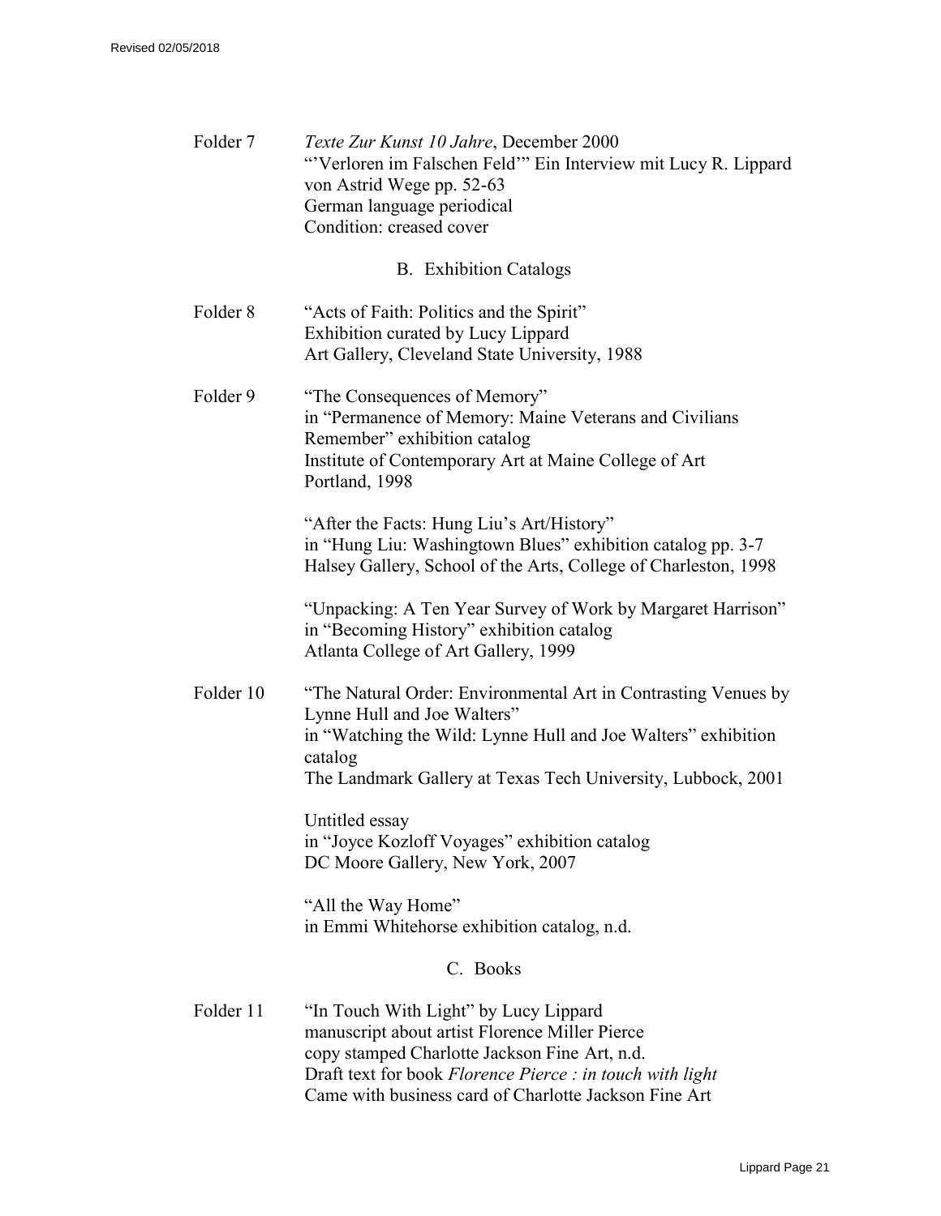Folder 7 *Texte Zur Kunst 10 Jahre*, December 2000
"'Verloren im Falschen Feld'" Ein Interview mit Lucy R. Lippard von Astrid Wege pp. 52-63
German language periodical
Condition: creased cover

### B. Exhibition Catalogs

Folder 8 "Acts of Faith: Politics and the Spirit"
Exhibition curated by Lucy Lippard
Art Gallery, Cleveland State University, 1988

Folder 9 "The Consequences of Memory"
in "Permanence of Memory: Maine Veterans and Civilians Remember" exhibition catalog
Institute of Contemporary Art at Maine College of Art
Portland, 1998

"After the Facts: Hung Liu's Art/History"
in "Hung Liu: Washingtown Blues" exhibition catalog pp. 3-7
Halsey Gallery, School of the Arts, College of Charleston, 1998

"Unpacking: A Ten Year Survey of Work by Margaret Harrison"
in "Becoming History" exhibition catalog
Atlanta College of Art Gallery, 1999

Folder 10 "The Natural Order: Environmental Art in Contrasting Venues by Lynne Hull and Joe Walters"
in "Watching the Wild: Lynne Hull and Joe Walters" exhibition catalog
The Landmark Gallery at Texas Tech University, Lubbock, 2001

Untitled essay
in "Joyce Kozloff Voyages" exhibition catalog
DC Moore Gallery, New York, 2007

"All the Way Home"
in Emmi Whitehorse exhibition catalog, n.d.

### C. Books

Folder 11 "In Touch With Light" by Lucy Lippard
manuscript about artist Florence Miller Pierce
copy stamped Charlotte Jackson Fine Art, n.d.
Draft text for book *Florence Pierce : in touch with light*
Came with business card of Charlotte Jackson Fine Art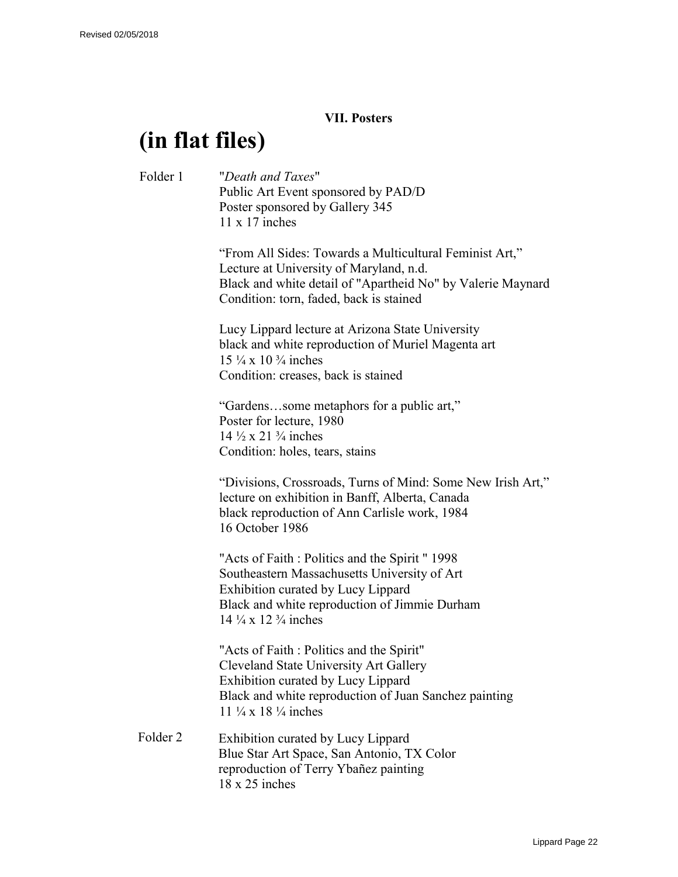## VII. Posters

# (in flat files)

Folder 1

"*Death and Taxes*"
Public Art Event sponsored by PAD/D
Poster sponsored by Gallery 345
11 x 17 inches

"From All Sides: Towards a Multicultural Feminist Art,"
Lecture at University of Maryland, n.d.
Black and white detail of "Apartheid No" by Valerie Maynard
Condition: torn, faded, back is stained

Lucy Lippard lecture at Arizona State University
black and white reproduction of Muriel Magenta art
15 ¼ x 10 ¾ inches
Condition: creases, back is stained

"Gardens…some metaphors for a public art,"
Poster for lecture, 1980
14 ½ x 21 ¾ inches
Condition: holes, tears, stains

"Divisions, Crossroads, Turns of Mind: Some New Irish Art,"
lecture on exhibition in Banff, Alberta, Canada
black reproduction of Ann Carlisle work, 1984
16 October 1986

"Acts of Faith : Politics and the Spirit " 1998
Southeastern Massachusetts University of Art
Exhibition curated by Lucy Lippard
Black and white reproduction of Jimmie Durham
14 ¼ x 12 ¾ inches

"Acts of Faith : Politics and the Spirit"
Cleveland State University Art Gallery
Exhibition curated by Lucy Lippard
Black and white reproduction of Juan Sanchez painting
11 ¼ x 18 ¼ inches

Folder 2

Exhibition curated by Lucy Lippard
Blue Star Art Space, San Antonio, TX Color
reproduction of Terry Ybañez painting
18 x 25 inches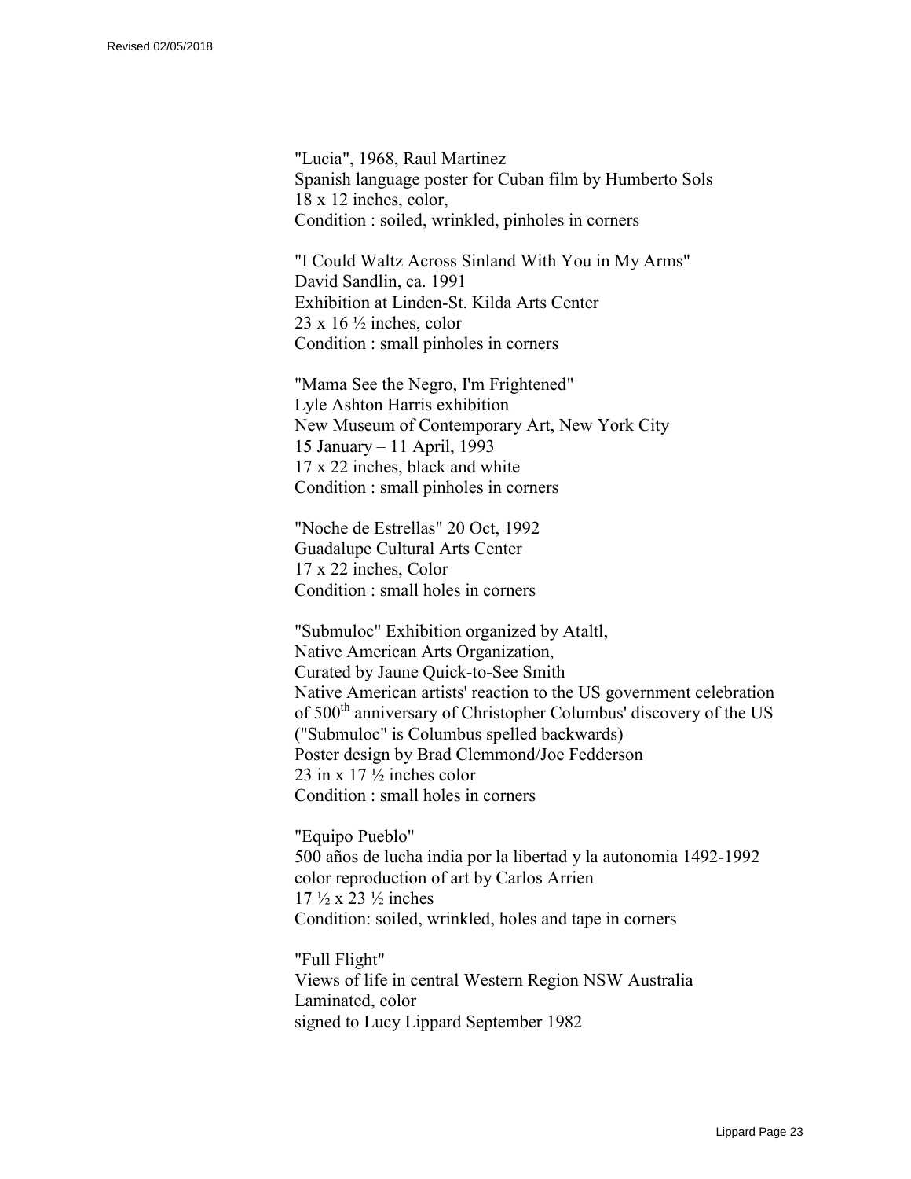"Lucia", 1968, Raul Martinez
Spanish language poster for Cuban film by Humberto Sols
18 x 12 inches, color,
Condition : soiled, wrinkled, pinholes in corners

"I Could Waltz Across Sinland With You in My Arms"
David Sandlin, ca. 1991
Exhibition at Linden-St. Kilda Arts Center
23 x 16 ½ inches, color
Condition : small pinholes in corners

"Mama See the Negro, I'm Frightened"
Lyle Ashton Harris exhibition
New Museum of Contemporary Art, New York City
15 January – 11 April, 1993
17 x 22 inches, black and white
Condition : small pinholes in corners

"Noche de Estrellas" 20 Oct, 1992
Guadalupe Cultural Arts Center
17 x 22 inches, Color
Condition : small holes in corners

"Submuloc" Exhibition organized by Ataltl,
Native American Arts Organization,
Curated by Jaune Quick-to-See Smith
Native American artists' reaction to the US government celebration of 500th anniversary of Christopher Columbus' discovery of the US ("Submuloc" is Columbus spelled backwards)
Poster design by Brad Clemmond/Joe Fedderson
23 in x 17 ½ inches color
Condition : small holes in corners

"Equipo Pueblo"
500 años de lucha india por la libertad y la autonomia 1492-1992
color reproduction of art by Carlos Arrien
17 ½ x 23 ½ inches
Condition: soiled, wrinkled, holes and tape in corners

"Full Flight"
Views of life in central Western Region NSW Australia
Laminated, color
signed to Lucy Lippard September 1982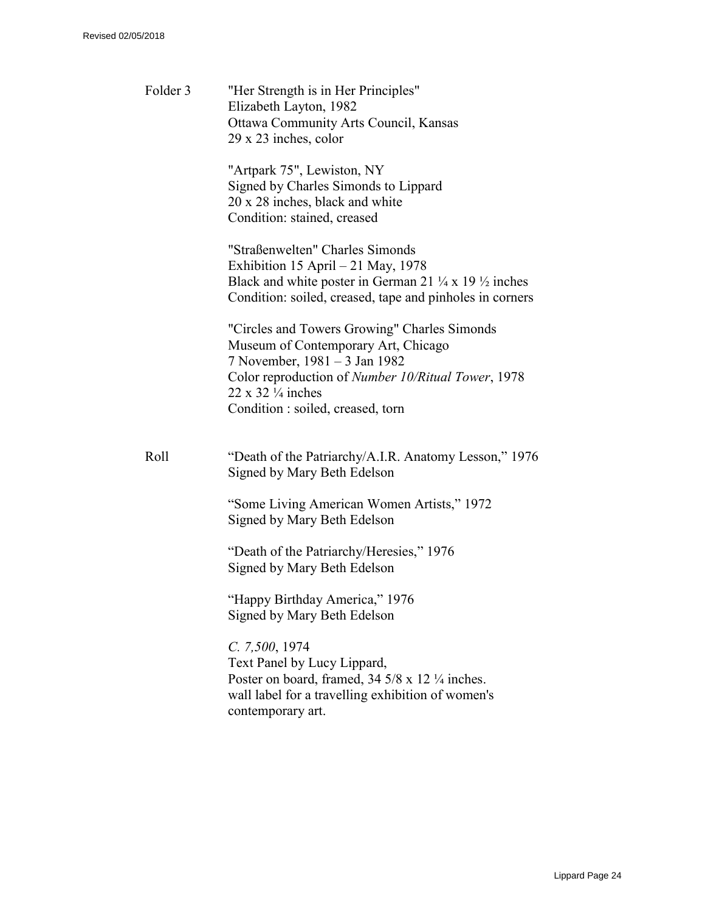Folder 3 "Her Strength is in Her Principles"
Elizabeth Layton, 1982
Ottawa Community Arts Council, Kansas
29 x 23 inches, color

"Artpark 75", Lewiston, NY
Signed by Charles Simonds to Lippard
20 x 28 inches, black and white
Condition: stained, creased

"Straßenwelten" Charles Simonds
Exhibition 15 April – 21 May, 1978
Black and white poster in German 21 ¼ x 19 ½ inches
Condition: soiled, creased, tape and pinholes in corners

"Circles and Towers Growing" Charles Simonds
Museum of Contemporary Art, Chicago
7 November, 1981 – 3 Jan 1982
Color reproduction of *Number 10/Ritual Tower*, 1978
22 x 32 ¼ inches
Condition : soiled, creased, torn

Roll "Death of the Patriarchy/A.I.R. Anatomy Lesson," 1976
Signed by Mary Beth Edelson

"Some Living American Women Artists," 1972
Signed by Mary Beth Edelson

"Death of the Patriarchy/Heresies," 1976
Signed by Mary Beth Edelson

"Happy Birthday America," 1976
Signed by Mary Beth Edelson

*C. 7,500*, 1974
Text Panel by Lucy Lippard,
Poster on board, framed, 34 5/8 x 12 ¼ inches.
wall label for a travelling exhibition of women's contemporary art.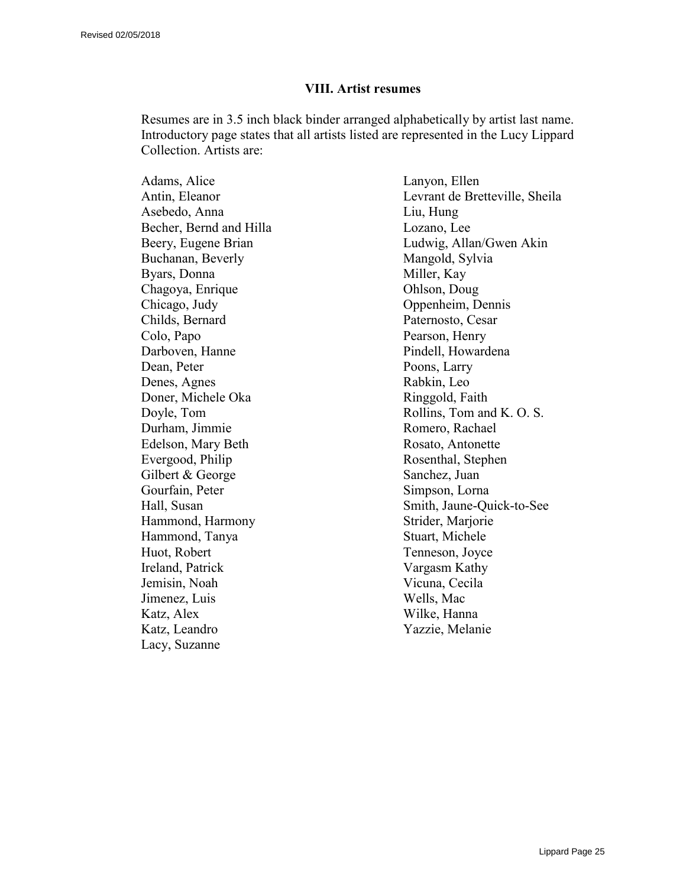### VIII. Artist resumes

Resumes are in 3.5 inch black binder arranged alphabetically by artist last name. Introductory page states that all artists listed are represented in the Lucy Lippard Collection. Artists are:

Adams, Alice
Antin, Eleanor
Asebedo, Anna
Becher, Bernd and Hilla
Beery, Eugene Brian
Buchanan, Beverly
Byars, Donna
Chagoya, Enrique
Chicago, Judy
Childs, Bernard
Colo, Papo
Darboven, Hanne
Dean, Peter
Denes, Agnes
Doner, Michele Oka
Doyle, Tom
Durham, Jimmie
Edelson, Mary Beth
Evergood, Philip
Gilbert & George
Gourfain, Peter
Hall, Susan
Hammond, Harmony
Hammond, Tanya
Huot, Robert
Ireland, Patrick
Jemisin, Noah
Jimenez, Luis
Katz, Alex
Katz, Leandro
Lacy, Suzanne
Lanyon, Ellen
Levrant de Bretteville, Sheila
Liu, Hung
Lozano, Lee
Ludwig, Allan/Gwen Akin
Mangold, Sylvia
Miller, Kay
Ohlson, Doug
Oppenheim, Dennis
Paternosto, Cesar
Pearson, Henry
Pindell, Howardena
Poons, Larry
Rabkin, Leo
Ringgold, Faith
Rollins, Tom and K. O. S.
Romero, Rachael
Rosato, Antonette
Rosenthal, Stephen
Sanchez, Juan
Simpson, Lorna
Smith, Jaune-Quick-to-See
Strider, Marjorie
Stuart, Michele
Tenneson, Joyce
Vargasm Kathy
Vicuna, Cecila
Wells, Mac
Wilke, Hanna
Yazzie, Melanie